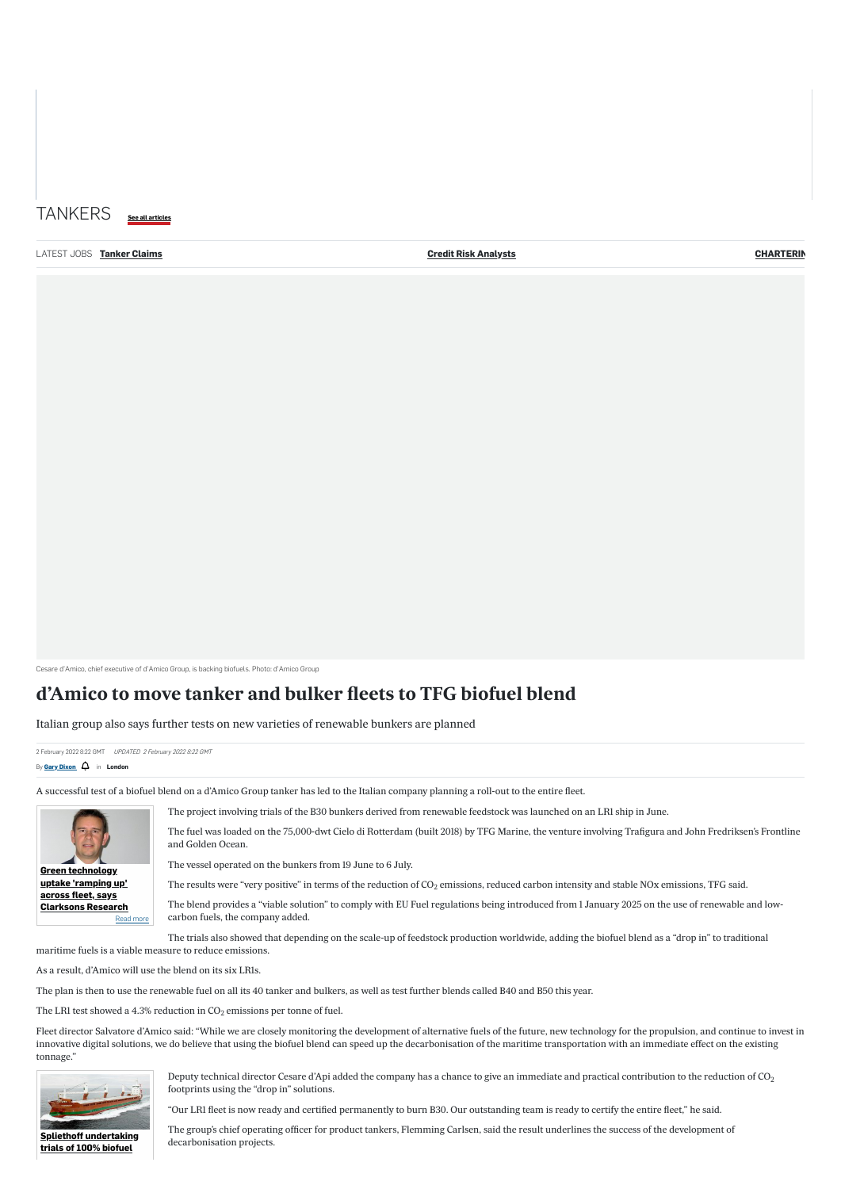TANKERS See all articles

LATEST JOBS **Tanker Claims** **Credit Risk Analysts** **CHARTERIN**

Cesare d'Amico, chief executive of d'Amico Group, is backing biofuels. Photo: d'Amico Group

# d'Amico to move tanker and bulker fleets to TFG biofuel blend

Italian group also says further tests on new varieties of renewable bunkers are planned

2 February 2022 8:22 GMT *UPDATED 2 February 2022 8:22 GMT*

By **Gary Dixon** in **London**

A successful test of a biofuel blend on a d'Amico Group tanker has led to the Italian company planning a roll-out to the entire fleet.

**Green technology uptake 'ramping up' across fleet, says Clarksons Research** Read more

The project involving trials of the B30 bunkers derived from renewable feedstock was launched on an LR1 ship in June.

The fuel was loaded on the 75,000-dwt Cielo di Rotterdam (built 2018) by TFG Marine, the venture involving Trafigura and John Fredriksen's Frontline and Golden Ocean.

The vessel operated on the bunkers from 19 June to 6 July.

The results were "very positive" in terms of the reduction of $CO_2$ emissions, reduced carbon intensity and stable NOx emissions, TFG said.

The blend provides a "viable solution" to comply with EU Fuel regulations being introduced from 1 January 2025 on the use of renewable and low-carbon fuels, the company added.

The trials also showed that depending on the scale-up of feedstock production worldwide, adding the biofuel blend as a "drop in" to traditional maritime fuels is a viable measure to reduce emissions.

As a result, d'Amico will use the blend on its six LR1s.

The plan is then to use the renewable fuel on all its 40 tanker and bulkers, as well as test further blends called B40 and B50 this year.

The LR1 test showed a 4.3% reduction in $CO_2$ emissions per tonne of fuel.

Fleet director Salvatore d'Amico said: "While we are closely monitoring the development of alternative fuels of the future, new technology for the propulsion, and continue to invest in innovative digital solutions, we do believe that using the biofuel blend can speed up the decarbonisation of the maritime transportation with an immediate effect on the existing tonnage."

**Spliethoff undertaking trials of 100% biofuel**

Deputy technical director Cesare d'Api added the company has a chance to give an immediate and practical contribution to the reduction of $CO_2$ footprints using the "drop in" solutions.

"Our LR1 fleet is now ready and certified permanently to burn B30. Our outstanding team is ready to certify the entire fleet," he said.

The group's chief operating officer for product tankers, Flemming Carlsen, said the result underlines the success of the development of decarbonisation projects.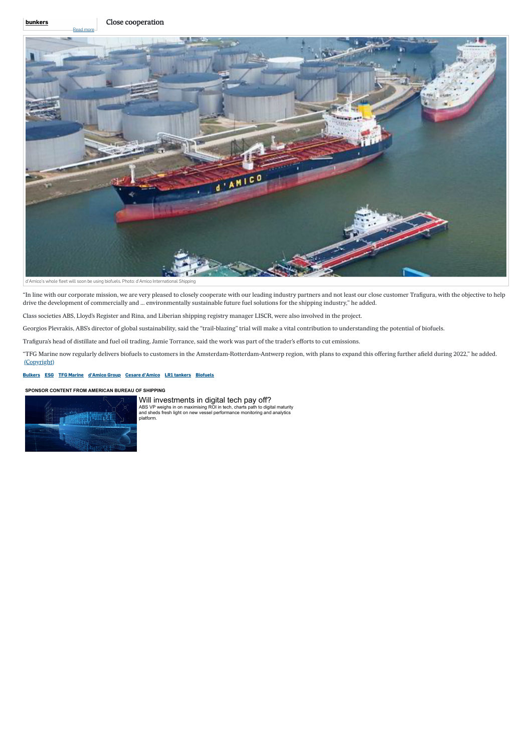**bunkers**

Read more

## Close cooperation

d'Amico's whole fleet will soon be using biofuels. Photo: d'Amico International Shipping

"In line with our corporate mission, we are very pleased to closely cooperate with our leading industry partners and not least our close customer Trafigura, with the objective to help drive the development of commercially and ... environmentally sustainable future fuel solutions for the shipping industry," he added.

Class societies ABS, Lloyd's Register and Rina, and Liberian shipping registry manager LISCR, were also involved in the project.

Georgios Plevrakis, ABS's director of global sustainability, said the "trail-blazing" trial will make a vital contribution to understanding the potential of biofuels.

Trafigura's head of distillate and fuel oil trading, Jamie Torrance, said the work was part of the trader's efforts to cut emissions.

"TFG Marine now regularly delivers biofuels to customers in the Amsterdam-Rotterdam-Antwerp region, with plans to expand this offering further afield during 2022," he added. (Copyright)

Bulkers ESG TFG Marine d'Amico Group Cesare d'Amico LR1 tankers Biofuels

**SPONSOR CONTENT FROM AMERICAN BUREAU OF SHIPPING**

### Will investments in digital tech pay off?

ABS VP weighs in on maximising ROI in tech, charts path to digital maturity and sheds fresh light on new vessel performance monitoring and analytics platform.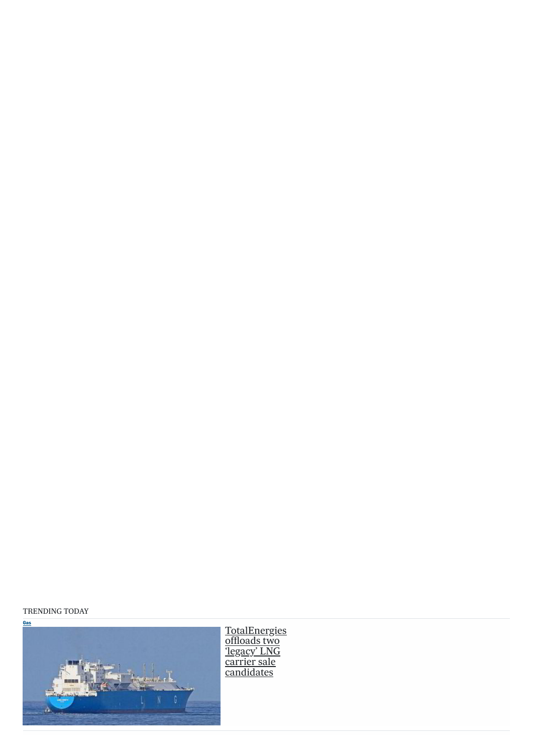TRENDING TODAY

Gas

TotalEnergies offloads two 'legacy' LNG carrier sale candidates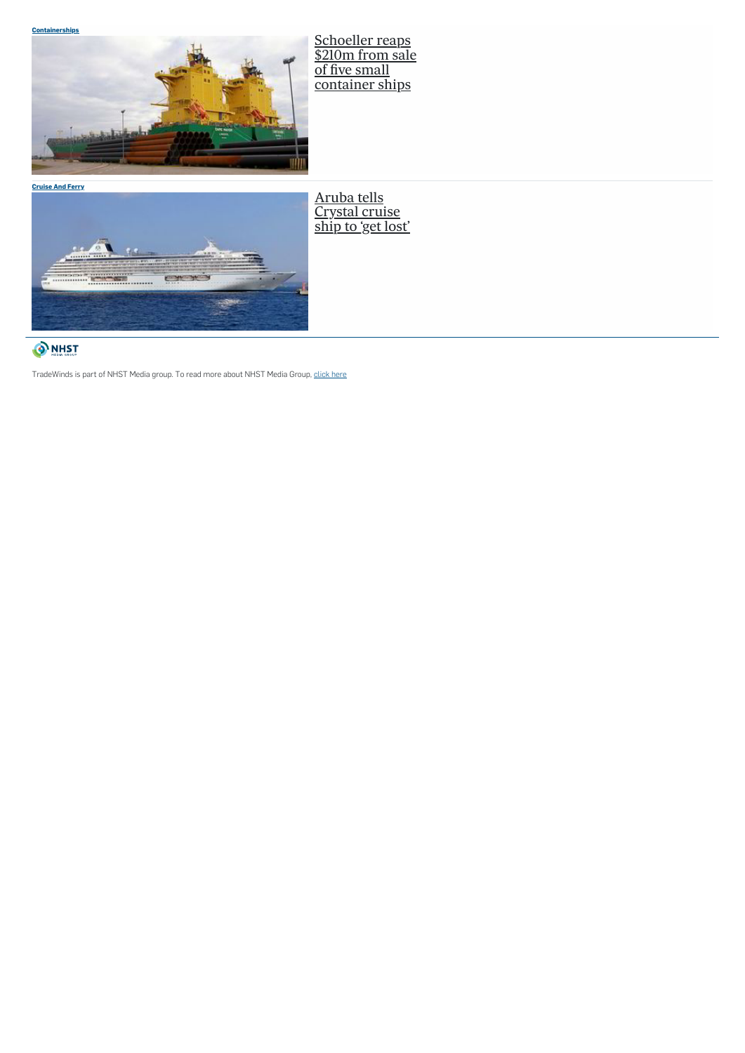**Containerships**

Schoeller reaps $210m from sale of five small container ships

**Cruise And Ferry**

Aruba tells Crystal cruise ship to 'get lost'

NHST

TradeWinds is part of NHST Media group. To read more about NHST Media Group, click here